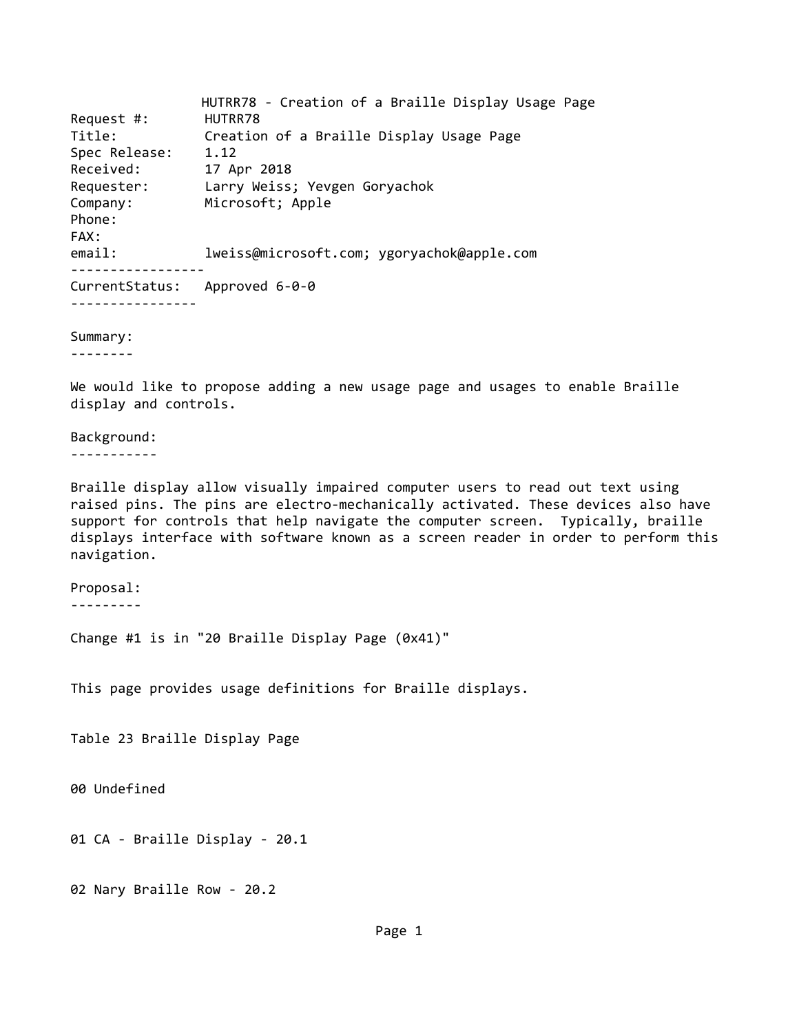# HUTRR78 - Creation of a Braille Display Usage Page

Request #: HUTRR78
Title: Creation of a Braille Display Usage Page
Spec Release: 1.12
Received: 17 Apr 2018
Requester: Larry Weiss; Yevgen Goryachok
Company: Microsoft; Apple
Phone:
FAX:
email: lweiss@microsoft.com; ygoryachok@apple.com

-----------------
CurrentStatus: Approved 6-0-0

----------------

## Summary:

We would like to propose adding a new usage page and usages to enable Braille display and controls.

## Background:

Braille display allow visually impaired computer users to read out text using raised pins. The pins are electro-mechanically activated. These devices also have support for controls that help navigate the computer screen. Typically, braille displays interface with software known as a screen reader in order to perform this navigation.

## Proposal:

Change #1 is in "20 Braille Display Page (0x41)"

This page provides usage definitions for Braille displays.

Table 23 Braille Display Page

00 Undefined

01 CA - Braille Display - 20.1

02 Nary Braille Row - 20.2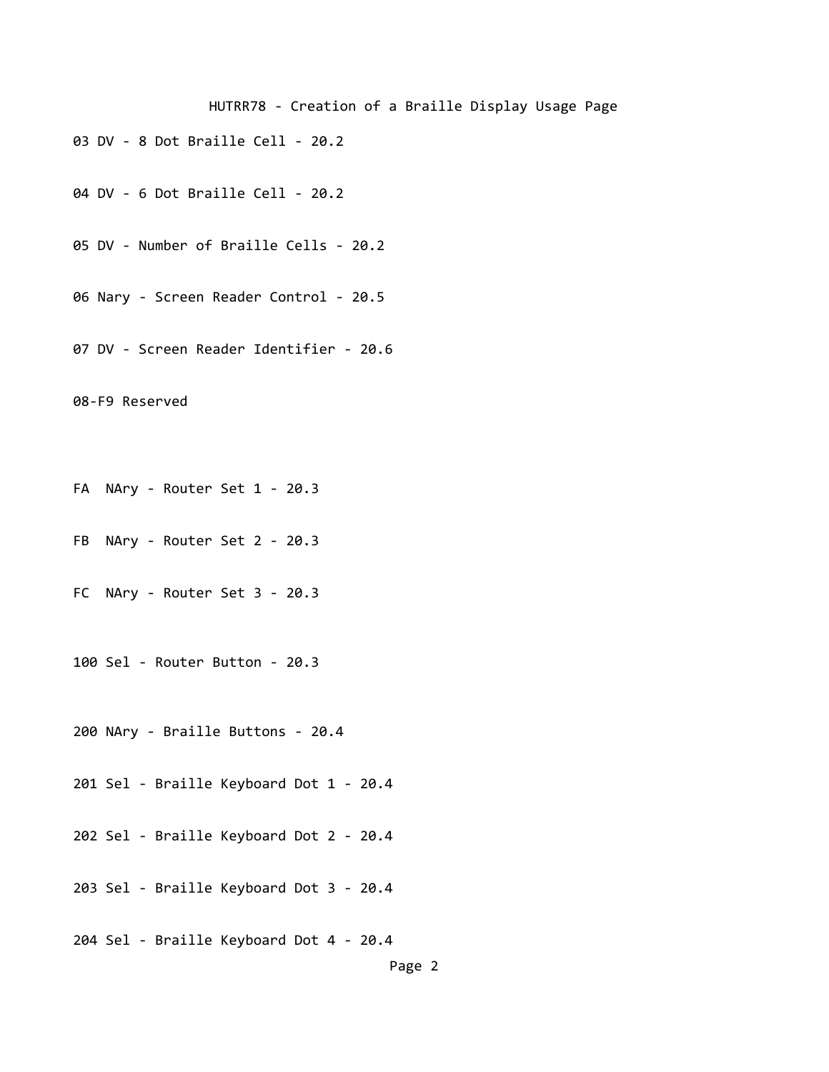HUTRR78 - Creation of a Braille Display Usage Page

03 DV - 8 Dot Braille Cell - 20.2

04 DV - 6 Dot Braille Cell - 20.2

05 DV - Number of Braille Cells - 20.2

06 Nary - Screen Reader Control - 20.5

07 DV - Screen Reader Identifier - 20.6

08-F9 Reserved

FA  NAry - Router Set 1 - 20.3

FB  NAry - Router Set 2 - 20.3

FC  NAry - Router Set 3 - 20.3

100 Sel - Router Button - 20.3

200 NAry - Braille Buttons - 20.4

201 Sel - Braille Keyboard Dot 1 - 20.4

202 Sel - Braille Keyboard Dot 2 - 20.4

203 Sel - Braille Keyboard Dot 3 - 20.4

204 Sel - Braille Keyboard Dot 4 - 20.4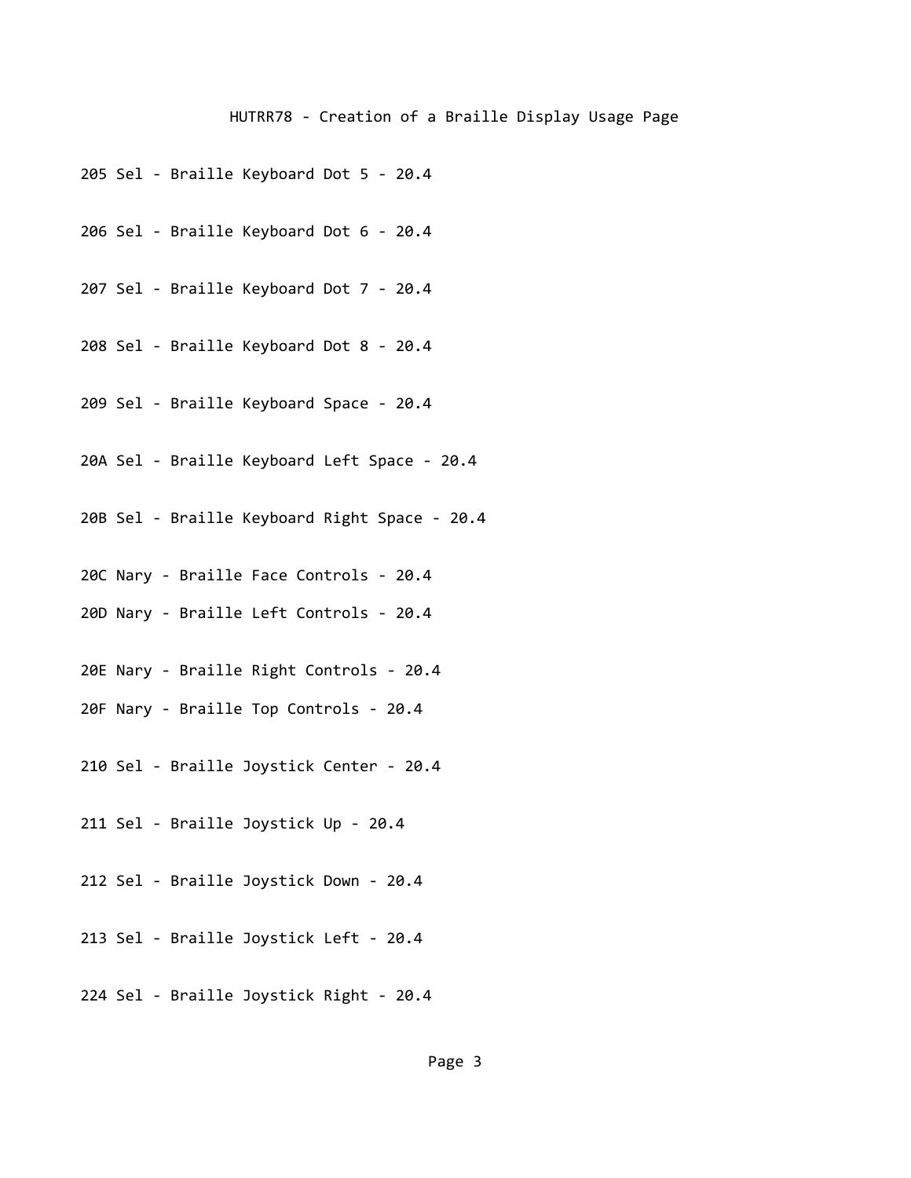205 Sel - Braille Keyboard Dot 5 - 20.4

206 Sel - Braille Keyboard Dot 6 - 20.4

207 Sel - Braille Keyboard Dot 7 - 20.4

208 Sel - Braille Keyboard Dot 8 - 20.4

209 Sel - Braille Keyboard Space - 20.4

20A Sel - Braille Keyboard Left Space - 20.4

20B Sel - Braille Keyboard Right Space - 20.4

20C Nary - Braille Face Controls - 20.4

20D Nary - Braille Left Controls - 20.4

20E Nary - Braille Right Controls - 20.4

20F Nary - Braille Top Controls - 20.4

210 Sel - Braille Joystick Center - 20.4

211 Sel - Braille Joystick Up - 20.4

212 Sel - Braille Joystick Down - 20.4

213 Sel - Braille Joystick Left - 20.4

224 Sel - Braille Joystick Right - 20.4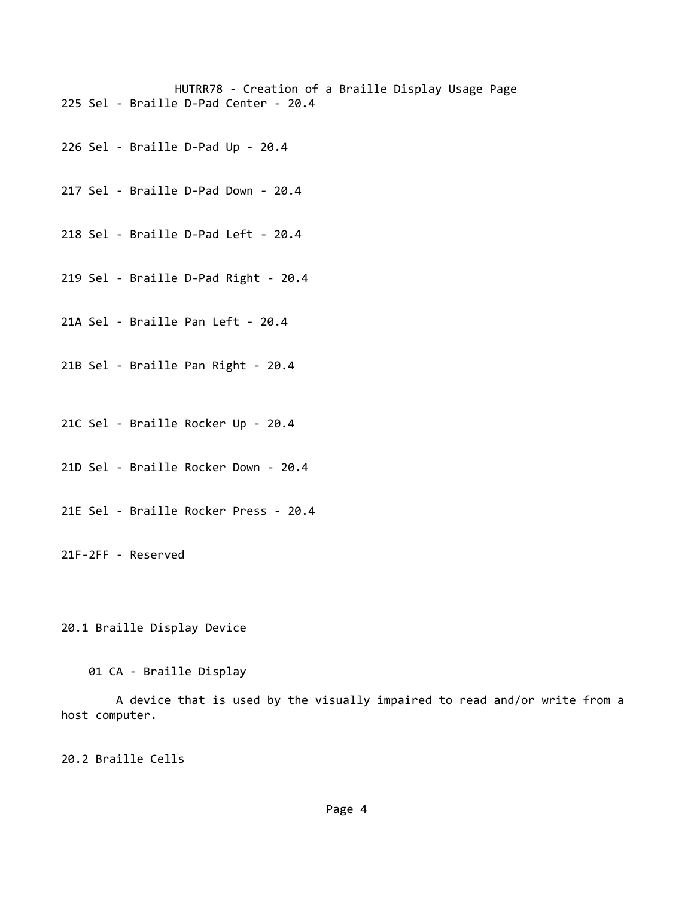225 Sel - Braille D-Pad Center - 20.4

226 Sel - Braille D-Pad Up - 20.4

217 Sel - Braille D-Pad Down - 20.4

218 Sel - Braille D-Pad Left - 20.4

219 Sel - Braille D-Pad Right - 20.4

21A Sel - Braille Pan Left - 20.4

21B Sel - Braille Pan Right - 20.4

21C Sel - Braille Rocker Up - 20.4

21D Sel - Braille Rocker Down - 20.4

21E Sel - Braille Rocker Press - 20.4

21F-2FF - Reserved

20.1 Braille Display Device

01 CA - Braille Display

A device that is used by the visually impaired to read and/or write from a host computer.

20.2 Braille Cells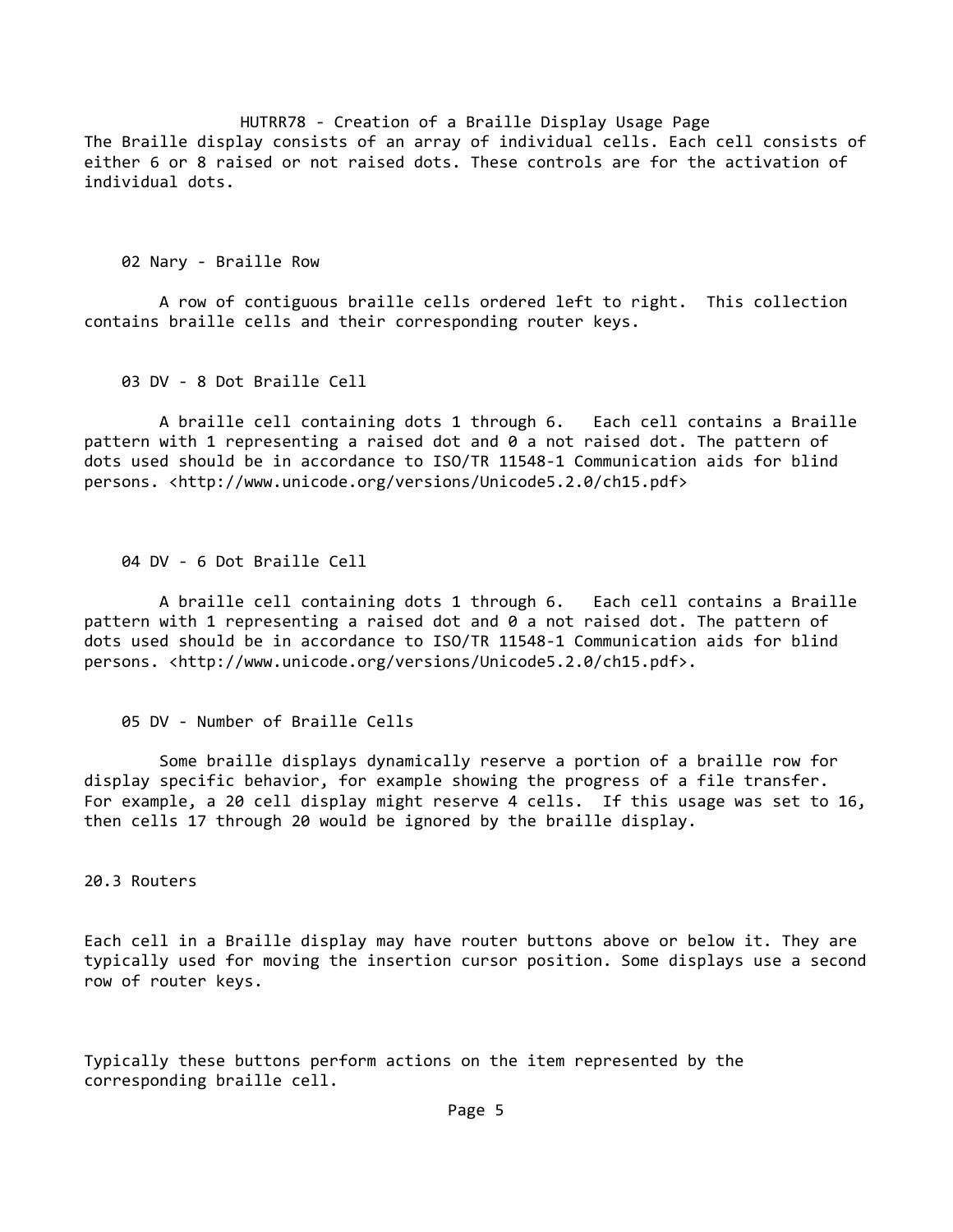HUTRR78 - Creation of a Braille Display Usage Page

The Braille display consists of an array of individual cells. Each cell consists of either 6 or 8 raised or not raised dots. These controls are for the activation of individual dots.

02 Nary - Braille Row

A row of contiguous braille cells ordered left to right. This collection contains braille cells and their corresponding router keys.

03 DV - 8 Dot Braille Cell

A braille cell containing dots 1 through 6. Each cell contains a Braille pattern with 1 representing a raised dot and 0 a not raised dot. The pattern of dots used should be in accordance to ISO/TR 11548-1 Communication aids for blind persons. <http://www.unicode.org/versions/Unicode5.2.0/ch15.pdf>

04 DV - 6 Dot Braille Cell

A braille cell containing dots 1 through 6. Each cell contains a Braille pattern with 1 representing a raised dot and 0 a not raised dot. The pattern of dots used should be in accordance to ISO/TR 11548-1 Communication aids for blind persons. <http://www.unicode.org/versions/Unicode5.2.0/ch15.pdf>.

05 DV - Number of Braille Cells

Some braille displays dynamically reserve a portion of a braille row for display specific behavior, for example showing the progress of a file transfer. For example, a 20 cell display might reserve 4 cells. If this usage was set to 16, then cells 17 through 20 would be ignored by the braille display.

## 20.3 Routers

Each cell in a Braille display may have router buttons above or below it. They are typically used for moving the insertion cursor position. Some displays use a second row of router keys.

Typically these buttons perform actions on the item represented by the corresponding braille cell.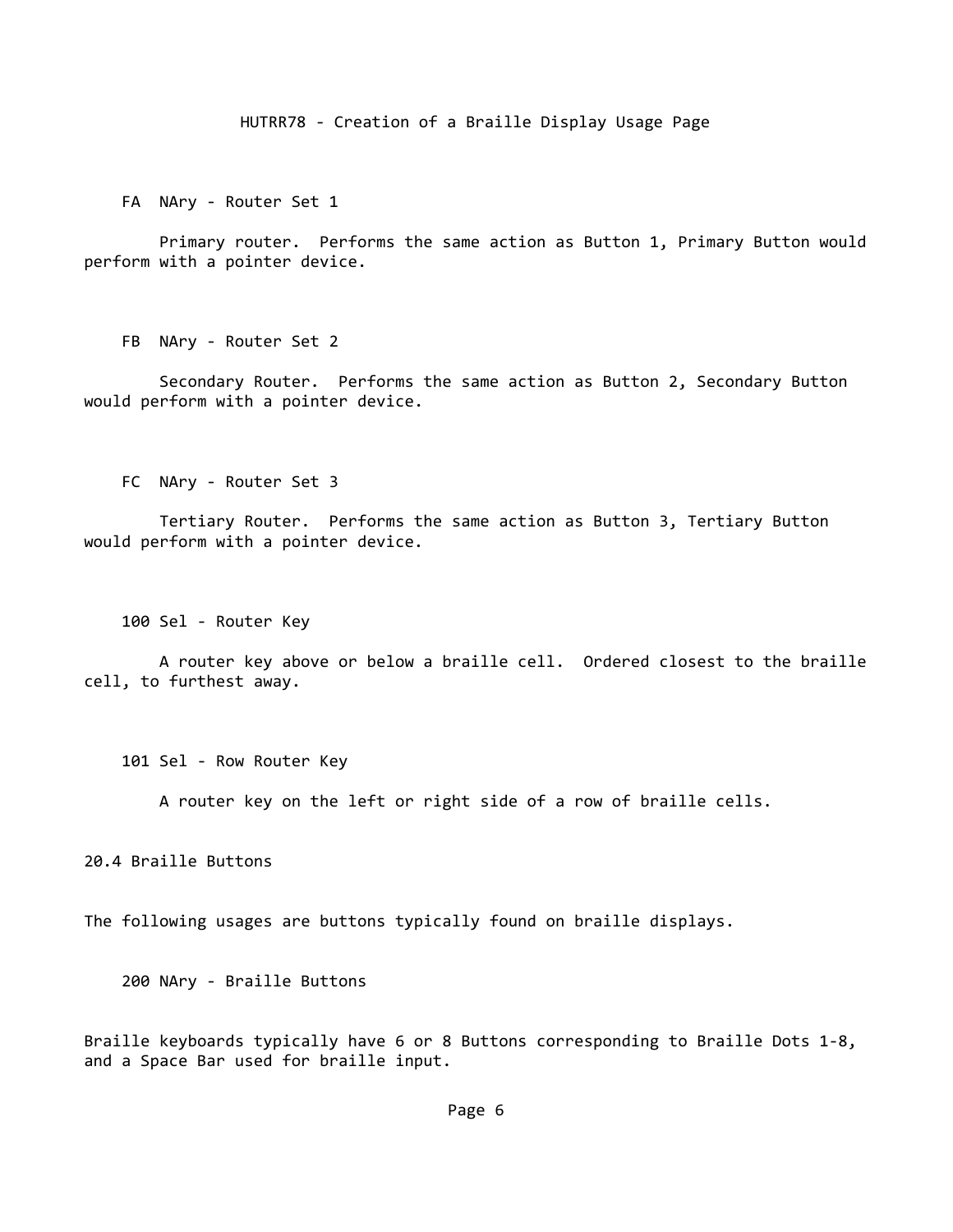FA  NAry - Router Set 1

Primary router.  Performs the same action as Button 1, Primary Button would perform with a pointer device.

FB  NAry - Router Set 2

Secondary Router.  Performs the same action as Button 2, Secondary Button would perform with a pointer device.

FC  NAry - Router Set 3

Tertiary Router.  Performs the same action as Button 3, Tertiary Button would perform with a pointer device.

100 Sel - Router Key

A router key above or below a braille cell.  Ordered closest to the braille cell, to furthest away.

101 Sel - Row Router Key

A router key on the left or right side of a row of braille cells.

## 20.4 Braille Buttons

The following usages are buttons typically found on braille displays.

200 NAry - Braille Buttons

Braille keyboards typically have 6 or 8 Buttons corresponding to Braille Dots 1-8, and a Space Bar used for braille input.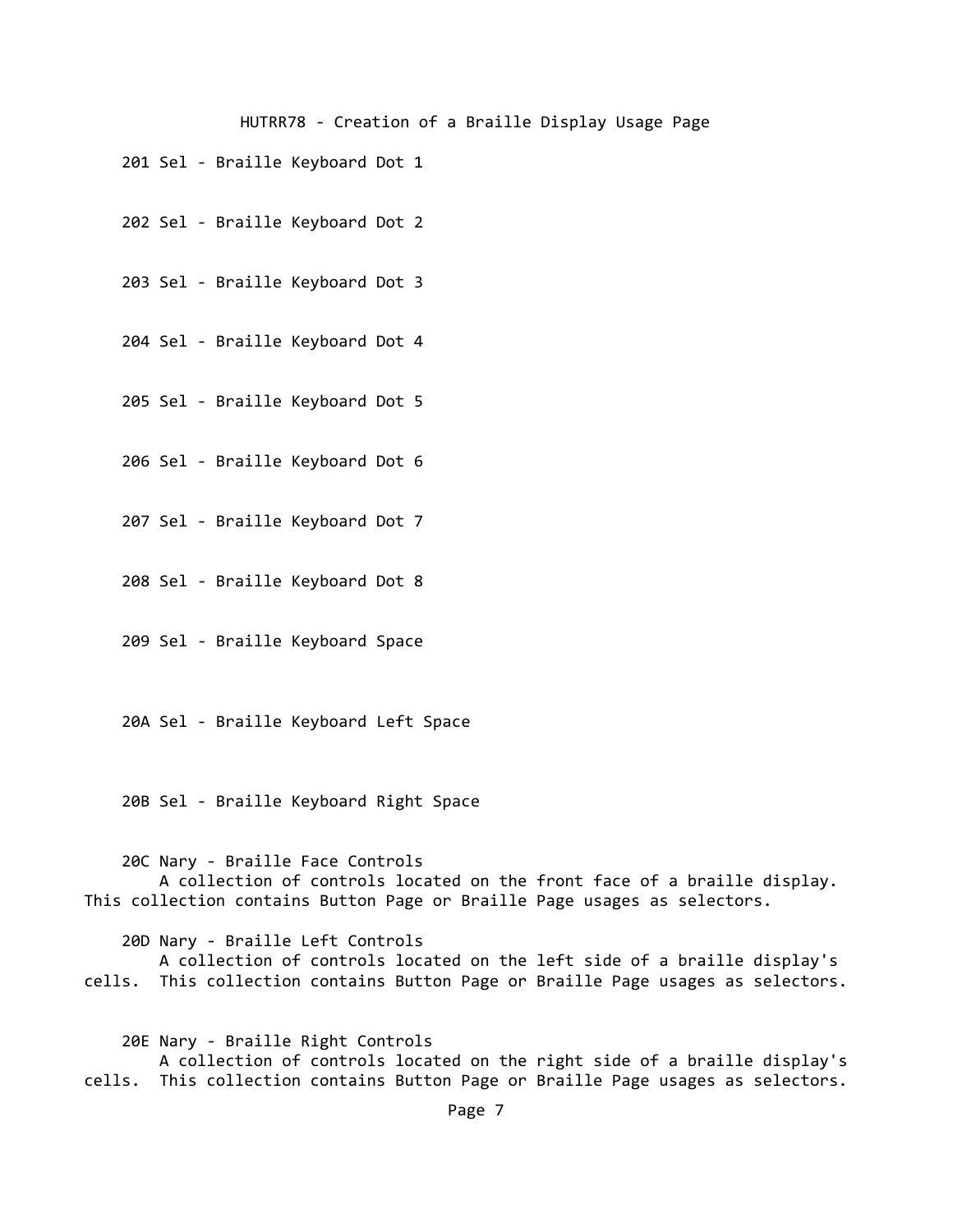201 Sel - Braille Keyboard Dot 1

202 Sel - Braille Keyboard Dot 2

203 Sel - Braille Keyboard Dot 3

204 Sel - Braille Keyboard Dot 4

205 Sel - Braille Keyboard Dot 5

206 Sel - Braille Keyboard Dot 6

207 Sel - Braille Keyboard Dot 7

208 Sel - Braille Keyboard Dot 8

209 Sel - Braille Keyboard Space

20A Sel - Braille Keyboard Left Space

20B Sel - Braille Keyboard Right Space

20C Nary - Braille Face Controls
A collection of controls located on the front face of a braille display. This collection contains Button Page or Braille Page usages as selectors.

20D Nary - Braille Left Controls
A collection of controls located on the left side of a braille display's cells. This collection contains Button Page or Braille Page usages as selectors.

20E Nary - Braille Right Controls
A collection of controls located on the right side of a braille display's cells. This collection contains Button Page or Braille Page usages as selectors.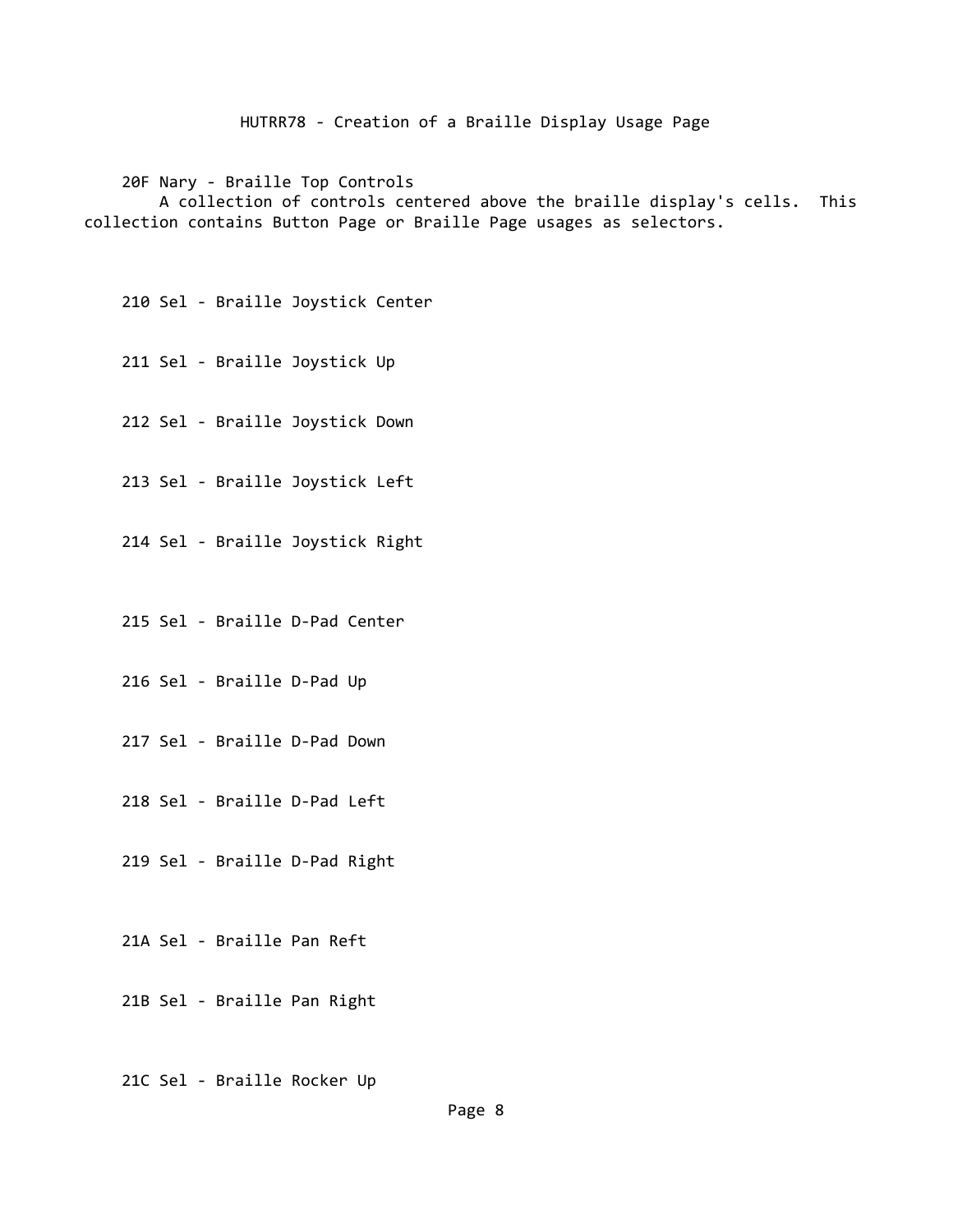20F Nary - Braille Top Controls
A collection of controls centered above the braille display's cells. This collection contains Button Page or Braille Page usages as selectors.

210 Sel - Braille Joystick Center

211 Sel - Braille Joystick Up

212 Sel - Braille Joystick Down

213 Sel - Braille Joystick Left

214 Sel - Braille Joystick Right

215 Sel - Braille D-Pad Center

216 Sel - Braille D-Pad Up

217 Sel - Braille D-Pad Down

218 Sel - Braille D-Pad Left

219 Sel - Braille D-Pad Right

21A Sel - Braille Pan Reft

21B Sel - Braille Pan Right

21C Sel - Braille Rocker Up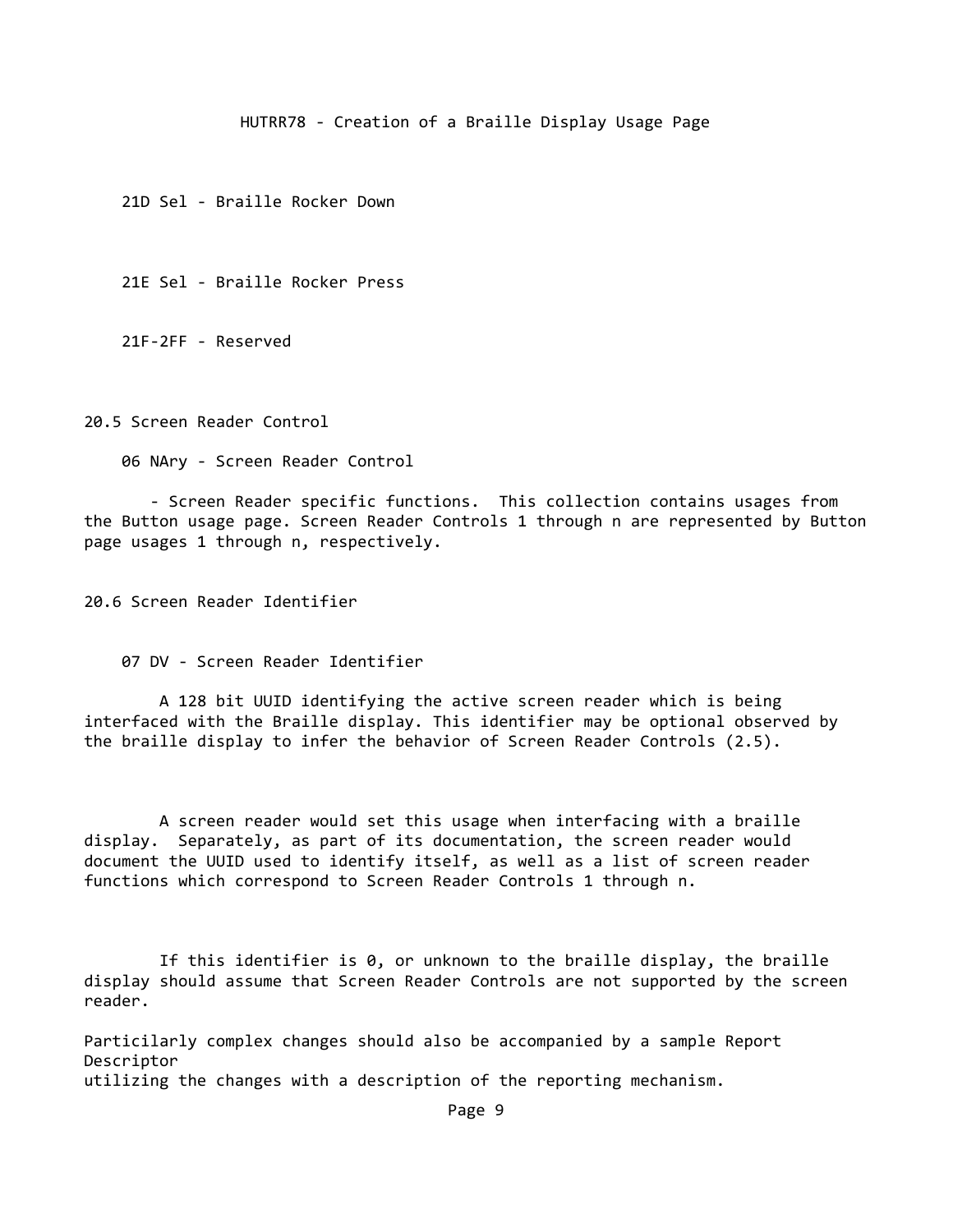21D Sel - Braille Rocker Down

21E Sel - Braille Rocker Press

21F-2FF - Reserved

20.5 Screen Reader Control

06 NAry - Screen Reader Control

- Screen Reader specific functions. This collection contains usages from the Button usage page. Screen Reader Controls 1 through n are represented by Button page usages 1 through n, respectively.

20.6 Screen Reader Identifier

07 DV - Screen Reader Identifier

A 128 bit UUID identifying the active screen reader which is being interfaced with the Braille display. This identifier may be optional observed by the braille display to infer the behavior of Screen Reader Controls (2.5).

A screen reader would set this usage when interfacing with a braille display. Separately, as part of its documentation, the screen reader would document the UUID used to identify itself, as well as a list of screen reader functions which correspond to Screen Reader Controls 1 through n.

If this identifier is 0, or unknown to the braille display, the braille display should assume that Screen Reader Controls are not supported by the screen reader.

Particilarly complex changes should also be accompanied by a sample Report Descriptor
utilizing the changes with a description of the reporting mechanism.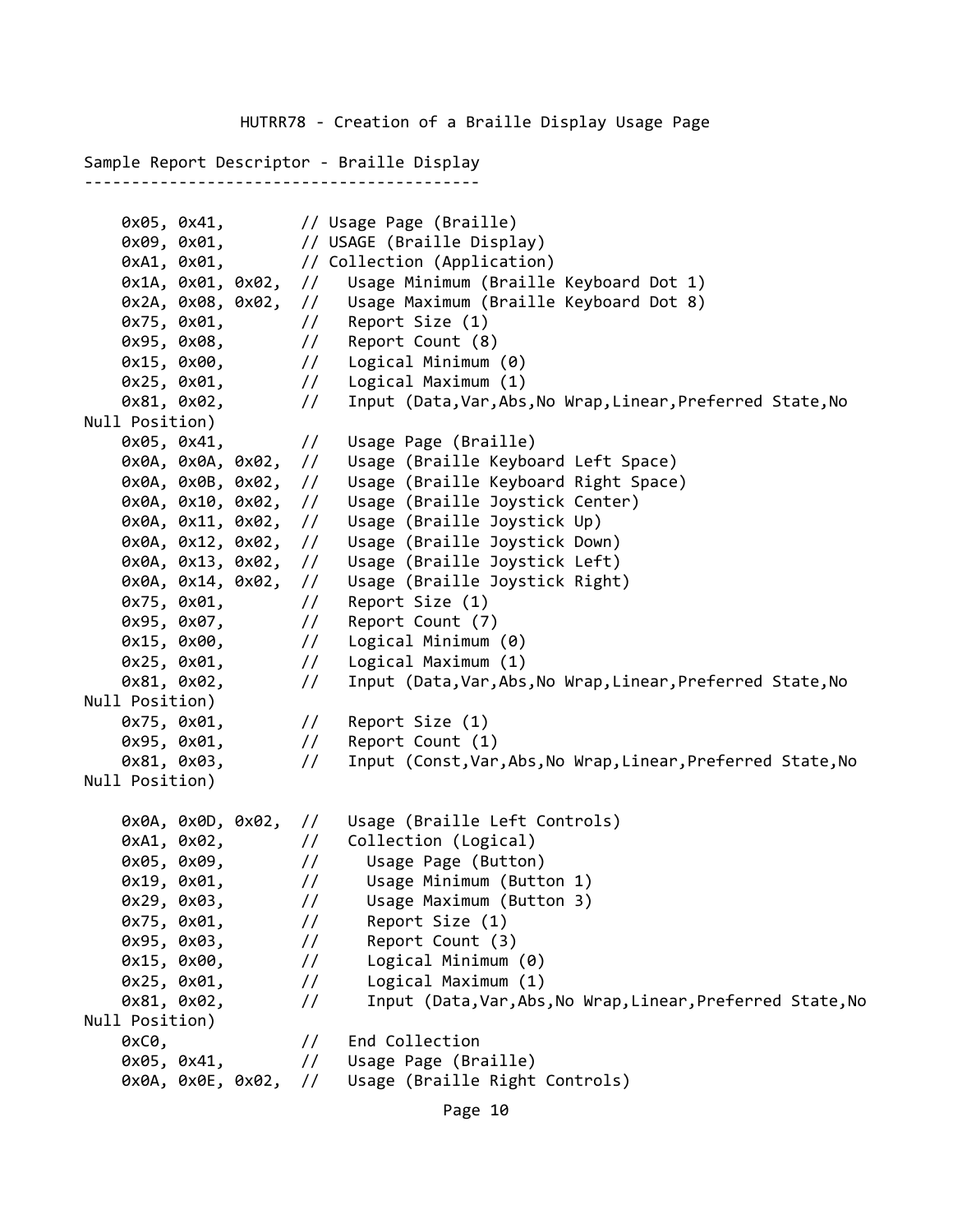HUTRR78 - Creation of a Braille Display Usage Page

Sample Report Descriptor - Braille Display
------------------------------------------

```
    0x05, 0x41,        // Usage Page (Braille)
    0x09, 0x01,        // USAGE (Braille Display)
    0xA1, 0x01,        // Collection (Application)
    0x1A, 0x01, 0x02,  //   Usage Minimum (Braille Keyboard Dot 1)
    0x2A, 0x08, 0x02,  //   Usage Maximum (Braille Keyboard Dot 8)
    0x75, 0x01,        //   Report Size (1)
    0x95, 0x08,        //   Report Count (8)
    0x15, 0x00,        //   Logical Minimum (0)
    0x25, 0x01,        //   Logical Maximum (1)
    0x81, 0x02,        //   Input (Data,Var,Abs,No Wrap,Linear,Preferred State,No
Null Position)
    0x05, 0x41,        //   Usage Page (Braille)
    0x0A, 0x0A, 0x02,  //   Usage (Braille Keyboard Left Space)
    0x0A, 0x0B, 0x02,  //   Usage (Braille Keyboard Right Space)
    0x0A, 0x10, 0x02,  //   Usage (Braille Joystick Center)
    0x0A, 0x11, 0x02,  //   Usage (Braille Joystick Up)
    0x0A, 0x12, 0x02,  //   Usage (Braille Joystick Down)
    0x0A, 0x13, 0x02,  //   Usage (Braille Joystick Left)
    0x0A, 0x14, 0x02,  //   Usage (Braille Joystick Right)
    0x75, 0x01,        //   Report Size (1)
    0x95, 0x07,        //   Report Count (7)
    0x15, 0x00,        //   Logical Minimum (0)
    0x25, 0x01,        //   Logical Maximum (1)
    0x81, 0x02,        //   Input (Data,Var,Abs,No Wrap,Linear,Preferred State,No
Null Position)
    0x75, 0x01,        //   Report Size (1)
    0x95, 0x01,        //   Report Count (1)
    0x81, 0x03,        //   Input (Const,Var,Abs,No Wrap,Linear,Preferred State,No
Null Position)

    0x0A, 0x0D, 0x02,  //   Usage (Braille Left Controls)
    0xA1, 0x02,        //   Collection (Logical)
    0x05, 0x09,        //     Usage Page (Button)
    0x19, 0x01,        //     Usage Minimum (Button 1)
    0x29, 0x03,        //     Usage Maximum (Button 3)
    0x75, 0x01,        //     Report Size (1)
    0x95, 0x03,        //     Report Count (3)
    0x15, 0x00,        //     Logical Minimum (0)
    0x25, 0x01,        //     Logical Maximum (1)
    0x81, 0x02,        //     Input (Data,Var,Abs,No Wrap,Linear,Preferred State,No
Null Position)
    0xC0,              //   End Collection
    0x05, 0x41,        //   Usage Page (Braille)
    0x0A, 0x0E, 0x02,  //   Usage (Braille Right Controls)
```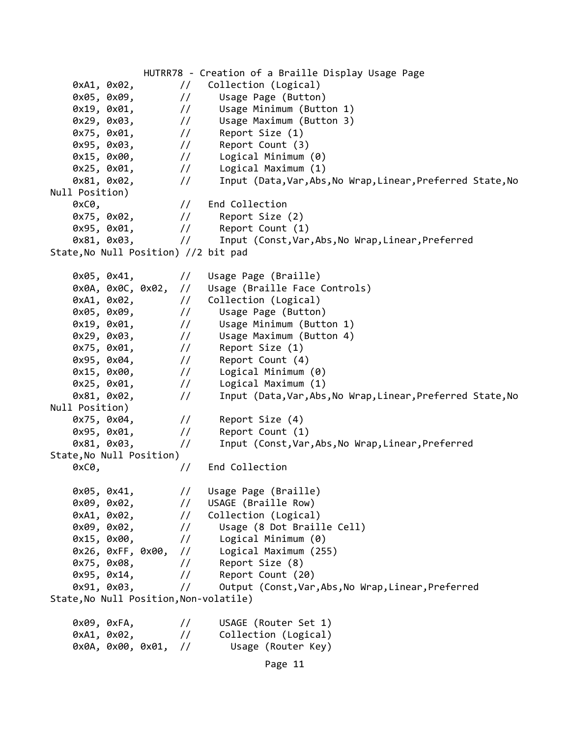```
    0xA1, 0x02,        //   Collection (Logical)
    0x05, 0x09,        //     Usage Page (Button)
    0x19, 0x01,        //     Usage Minimum (Button 1)
    0x29, 0x03,        //     Usage Maximum (Button 3)
    0x75, 0x01,        //     Report Size (1)
    0x95, 0x03,        //     Report Count (3)
    0x15, 0x00,        //     Logical Minimum (0)
    0x25, 0x01,        //     Logical Maximum (1)
    0x81, 0x02,        //     Input (Data,Var,Abs,No Wrap,Linear,Preferred State,No
Null Position)
    0xC0,              //   End Collection
    0x75, 0x02,        //     Report Size (2)
    0x95, 0x01,        //     Report Count (1)
    0x81, 0x03,        //     Input (Const,Var,Abs,No Wrap,Linear,Preferred
State,No Null Position) //2 bit pad

    0x05, 0x41,        //   Usage Page (Braille)
    0x0A, 0x0C, 0x02,  //   Usage (Braille Face Controls)
    0xA1, 0x02,        //   Collection (Logical)
    0x05, 0x09,        //     Usage Page (Button)
    0x19, 0x01,        //     Usage Minimum (Button 1)
    0x29, 0x03,        //     Usage Maximum (Button 4)
    0x75, 0x01,        //     Report Size (1)
    0x95, 0x04,        //     Report Count (4)
    0x15, 0x00,        //     Logical Minimum (0)
    0x25, 0x01,        //     Logical Maximum (1)
    0x81, 0x02,        //     Input (Data,Var,Abs,No Wrap,Linear,Preferred State,No
Null Position)
    0x75, 0x04,        //     Report Size (4)
    0x95, 0x01,        //     Report Count (1)
    0x81, 0x03,        //     Input (Const,Var,Abs,No Wrap,Linear,Preferred
State,No Null Position)
    0xC0,              //   End Collection

    0x05, 0x41,        //   Usage Page (Braille)
    0x09, 0x02,        //   USAGE (Braille Row)
    0xA1, 0x02,        //   Collection (Logical)
    0x09, 0x02,        //     Usage (8 Dot Braille Cell)
    0x15, 0x00,        //     Logical Minimum (0)
    0x26, 0xFF, 0x00,  //     Logical Maximum (255)
    0x75, 0x08,        //     Report Size (8)
    0x95, 0x14,        //     Report Count (20)
    0x91, 0x03,        //     Output (Const,Var,Abs,No Wrap,Linear,Preferred
State,No Null Position,Non-volatile)

    0x09, 0xFA,        //     USAGE (Router Set 1)
    0xA1, 0x02,        //     Collection (Logical)
    0x0A, 0x00, 0x01,  //       Usage (Router Key)
```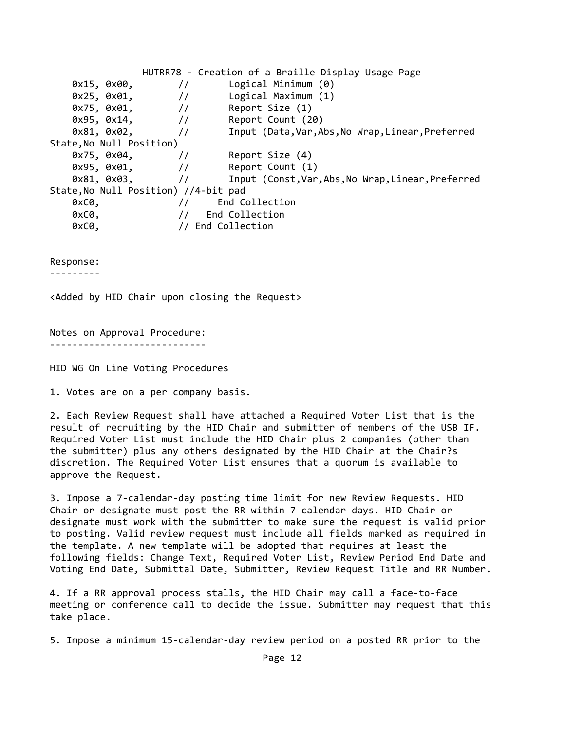```
    0x15, 0x00,        //       Logical Minimum (0)
    0x25, 0x01,        //       Logical Maximum (1)
    0x75, 0x01,        //       Report Size (1)
    0x95, 0x14,        //       Report Count (20)
    0x81, 0x02,        //       Input (Data,Var,Abs,No Wrap,Linear,Preferred
State,No Null Position)
    0x75, 0x04,        //       Report Size (4)
    0x95, 0x01,        //       Report Count (1)
    0x81, 0x03,        //       Input (Const,Var,Abs,No Wrap,Linear,Preferred
State,No Null Position) //4-bit pad
    0xC0,              //     End Collection
    0xC0,              //   End Collection
    0xC0,              // End Collection
```

Response:
---------

<Added by HID Chair upon closing the Request>

Notes on Approval Procedure:
----------------------------

HID WG On Line Voting Procedures

1. Votes are on a per company basis.

2. Each Review Request shall have attached a Required Voter List that is the result of recruiting by the HID Chair and submitter of members of the USB IF. Required Voter List must include the HID Chair plus 2 companies (other than the submitter) plus any others designated by the HID Chair at the Chair?s discretion. The Required Voter List ensures that a quorum is available to approve the Request.

3. Impose a 7-calendar-day posting time limit for new Review Requests. HID Chair or designate must post the RR within 7 calendar days. HID Chair or designate must work with the submitter to make sure the request is valid prior to posting. Valid review request must include all fields marked as required in the template. A new template will be adopted that requires at least the following fields: Change Text, Required Voter List, Review Period End Date and Voting End Date, Submittal Date, Submitter, Review Request Title and RR Number.

4. If a RR approval process stalls, the HID Chair may call a face-to-face meeting or conference call to decide the issue. Submitter may request that this take place.

5. Impose a minimum 15-calendar-day review period on a posted RR prior to the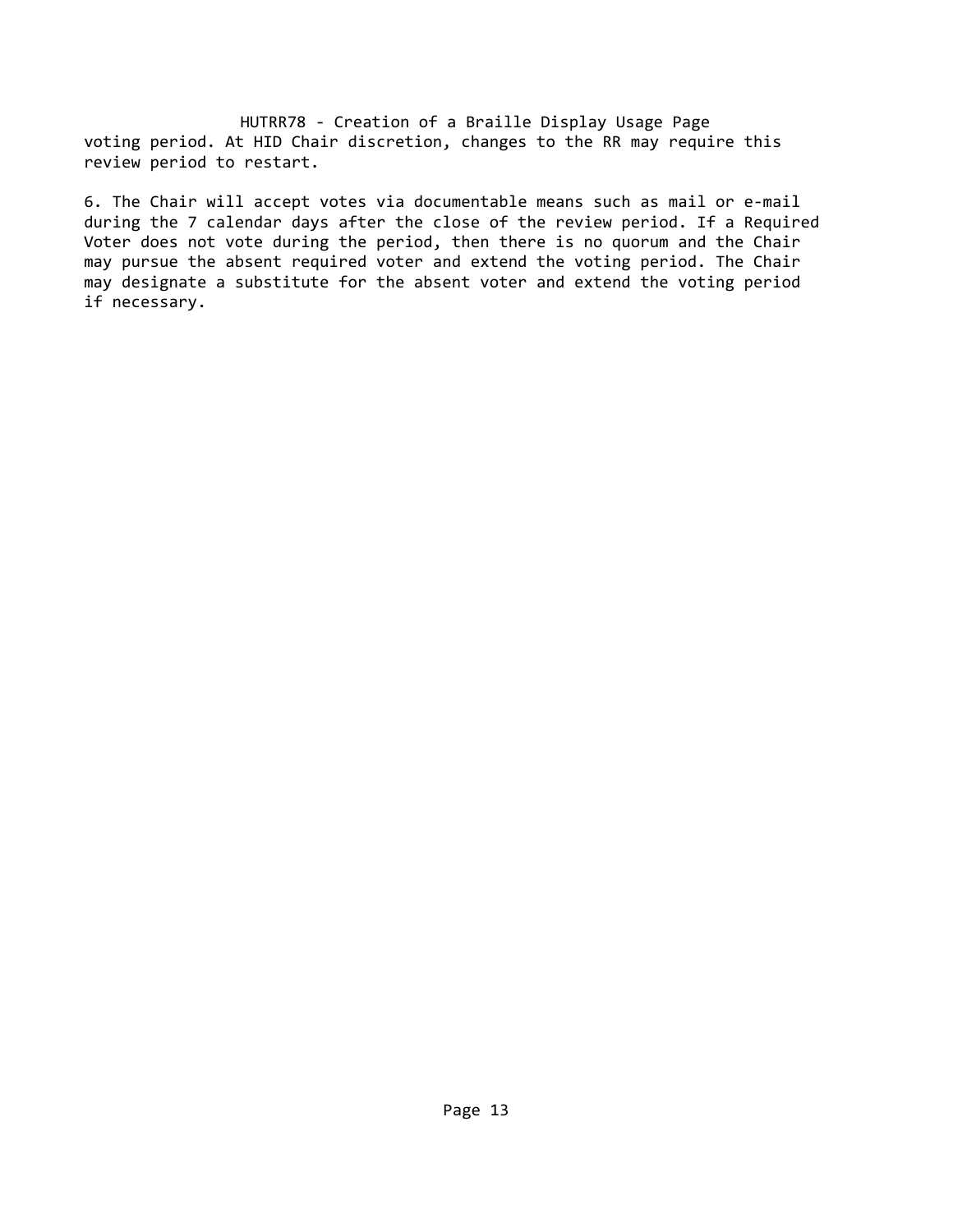voting period. At HID Chair discretion, changes to the RR may require this review period to restart.

6. The Chair will accept votes via documentable means such as mail or e-mail during the 7 calendar days after the close of the review period. If a Required Voter does not vote during the period, then there is no quorum and the Chair may pursue the absent required voter and extend the voting period. The Chair may designate a substitute for the absent voter and extend the voting period if necessary.